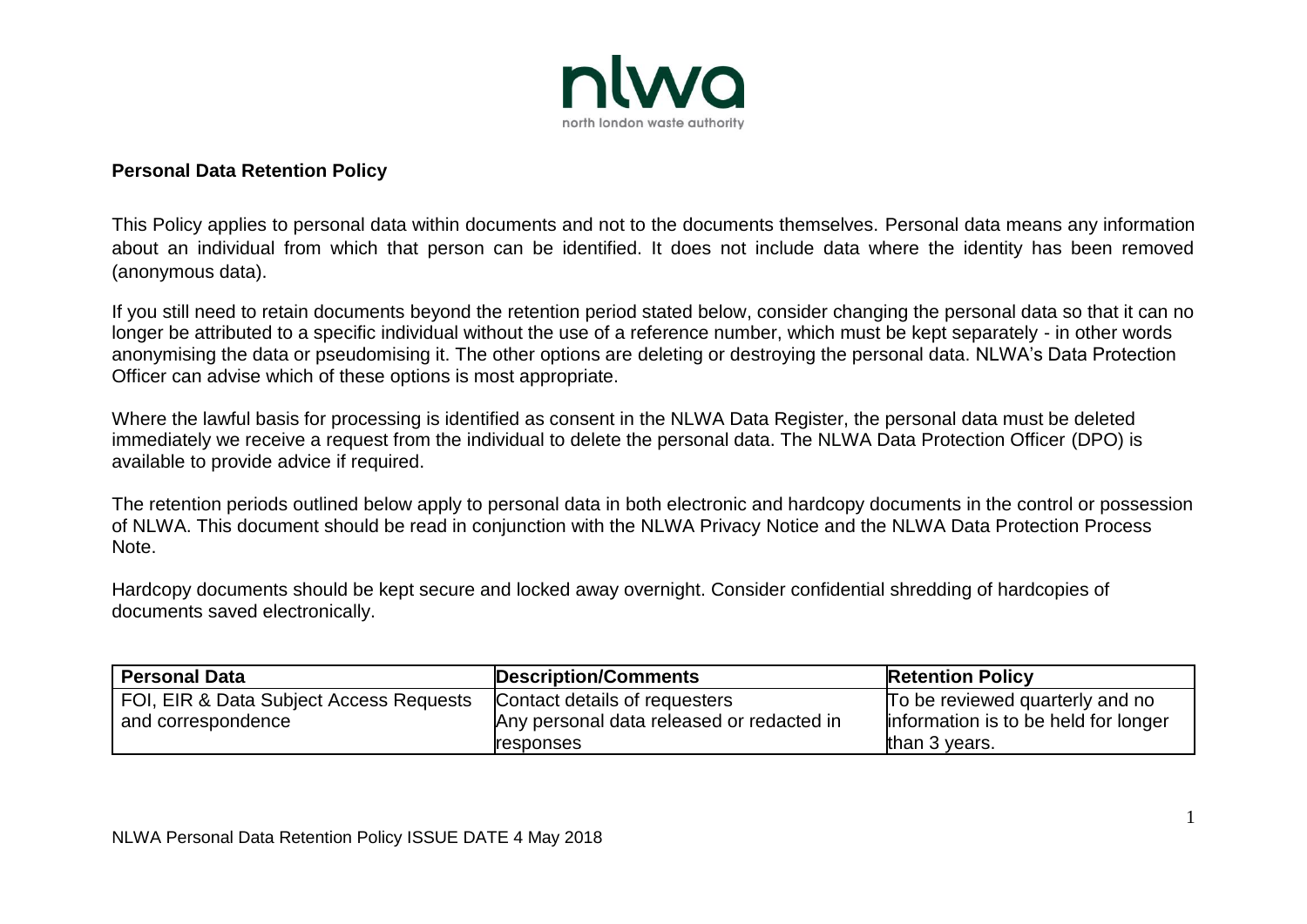**Personal Data Retention Policy**

This Policy applies to personal data within documents and not to the documents themselves. Personal data means any information about an individual from which that person can be identified. It does not include data where the identity has been removed (anonymous data).

If you still need to retain documents beyond the retention period stated below, consider changing the personal data so that it can no longer be attributed to a specific individual without the use of a reference number, which must be kept separately - in other words anonymising the data or pseudomising it. The other options are deleting or destroying the personal data. NLWA's Data Protection Officer can advise which of these options is most appropriate.

Where the lawful basis for processing is identified as consent in the NLWA Data Register, the personal data must be deleted immediately we receive a request from the individual to delete the personal data. The NLWA Data Protection Officer (DPO) is available to provide advice if required.

The retention periods outlined below apply to personal data in both electronic and hardcopy documents in the control or possession of NLWA. This document should be read in conjunction with the NLWA Privacy Notice and the NLWA Data Protection Process Note.

Hardcopy documents should be kept secure and locked away overnight. Consider confidential shredding of hardcopies of documents saved electronically.

| Personal Data | Description/Comments | Retention Policy |
|---|---|---|
| FOI, EIR & Data Subject Access Requests and correspondence | Contact details of requesters<br>Any personal data released or redacted in responses | To be reviewed quarterly and no information is to be held for longer than 3 years. |

NLWA Personal Data Retention Policy ISSUE DATE 4 May 2018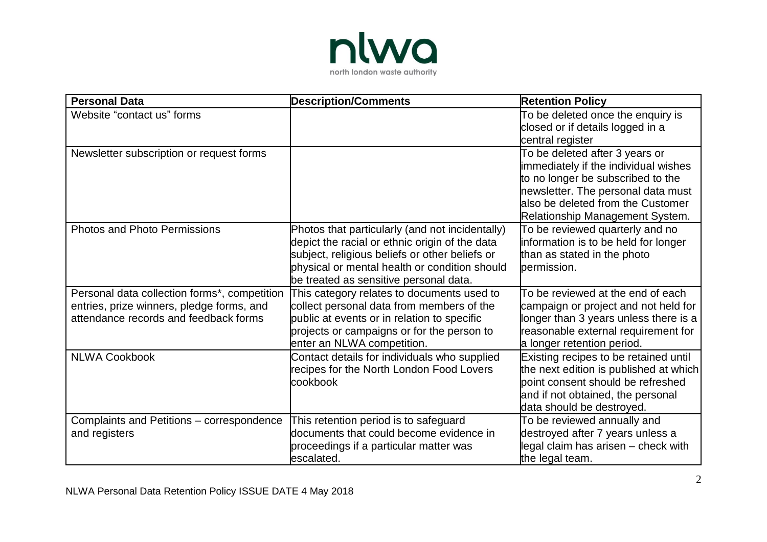| Personal Data | Description/Comments | Retention Policy |
|---|---|---|
| Website "contact us" forms | | To be deleted once the enquiry is closed or if details logged in a central register |
| Newsletter subscription or request forms | | To be deleted after 3 years or immediately if the individual wishes to no longer be subscribed to the newsletter. The personal data must also be deleted from the Customer Relationship Management System. |
| Photos and Photo Permissions | Photos that particularly (and not incidentally) depict the racial or ethnic origin of the data subject, religious beliefs or other beliefs or physical or mental health or condition should be treated as sensitive personal data. | To be reviewed quarterly and no information is to be held for longer than as stated in the photo permission. |
| Personal data collection forms*, competition entries, prize winners, pledge forms, and attendance records and feedback forms | This category relates to documents used to collect personal data from members of the public at events or in relation to specific projects or campaigns or for the person to enter an NLWA competition. | To be reviewed at the end of each campaign or project and not held for longer than 3 years unless there is a reasonable external requirement for a longer retention period. |
| NLWA Cookbook | Contact details for individuals who supplied recipes for the North London Food Lovers cookbook | Existing recipes to be retained until the next edition is published at which point consent should be refreshed and if not obtained, the personal data should be destroyed. |
| Complaints and Petitions – correspondence and registers | This retention period is to safeguard documents that could become evidence in proceedings if a particular matter was escalated. | To be reviewed annually and destroyed after 7 years unless a legal claim has arisen – check with the legal team. |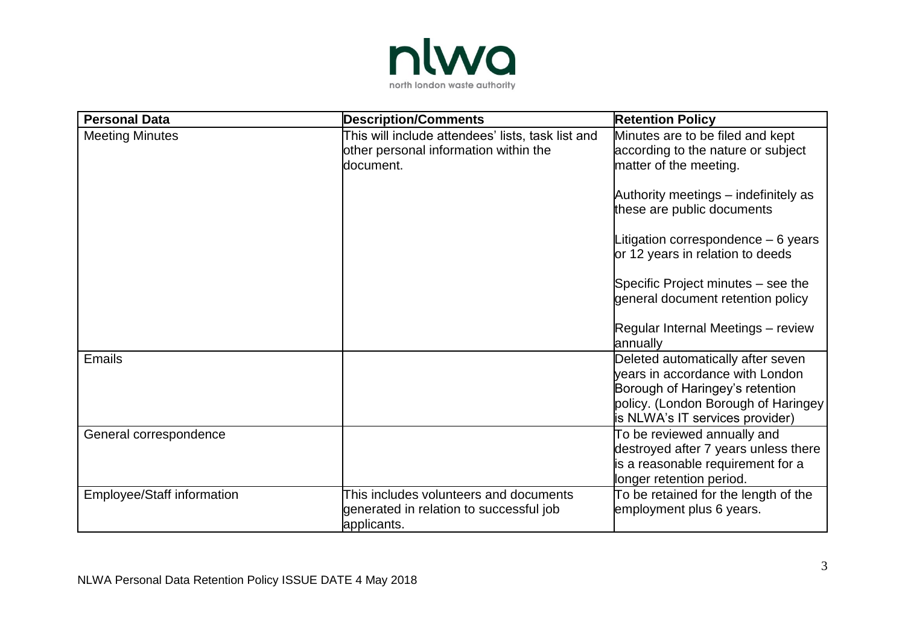| Personal Data | Description/Comments | Retention Policy |
|---|---|---|
| Meeting Minutes | This will include attendees' lists, task list and other personal information within the document. | Minutes are to be filed and kept according to the nature or subject matter of the meeting.<br><br>Authority meetings – indefinitely as these are public documents<br><br>Litigation correspondence – 6 years or 12 years in relation to deeds<br><br>Specific Project minutes – see the general document retention policy<br><br>Regular Internal Meetings – review annually |
| Emails | | Deleted automatically after seven years in accordance with London Borough of Haringey's retention policy. (London Borough of Haringey is NLWA's IT services provider) |
| General correspondence | | To be reviewed annually and destroyed after 7 years unless there is a reasonable requirement for a longer retention period. |
| Employee/Staff information | This includes volunteers and documents generated in relation to successful job applicants. | To be retained for the length of the employment plus 6 years. |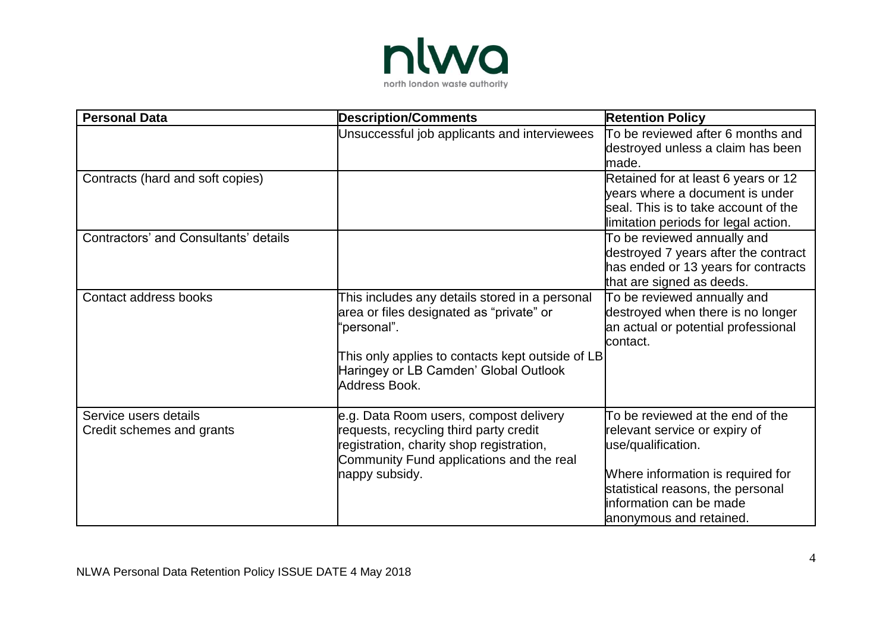| Personal Data | Description/Comments | Retention Policy |
|---|---|---|
| | Unsuccessful job applicants and interviewees | To be reviewed after 6 months and destroyed unless a claim has been made. |
| Contracts (hard and soft copies) | | Retained for at least 6 years or 12 years where a document is under seal. This is to take account of the limitation periods for legal action. |
| Contractors' and Consultants' details | | To be reviewed annually and destroyed 7 years after the contract has ended or 13 years for contracts that are signed as deeds. |
| Contact address books | This includes any details stored in a personal area or files designated as "private" or "personal".<br><br>This only applies to contacts kept outside of LB Haringey or LB Camden' Global Outlook Address Book. | To be reviewed annually and destroyed when there is no longer an actual or potential professional contact. |
| Service users details<br>Credit schemes and grants | e.g. Data Room users, compost delivery requests, recycling third party credit registration, charity shop registration, Community Fund applications and the real nappy subsidy. | To be reviewed at the end of the relevant service or expiry of use/qualification.<br><br>Where information is required for statistical reasons, the personal information can be made anonymous and retained. |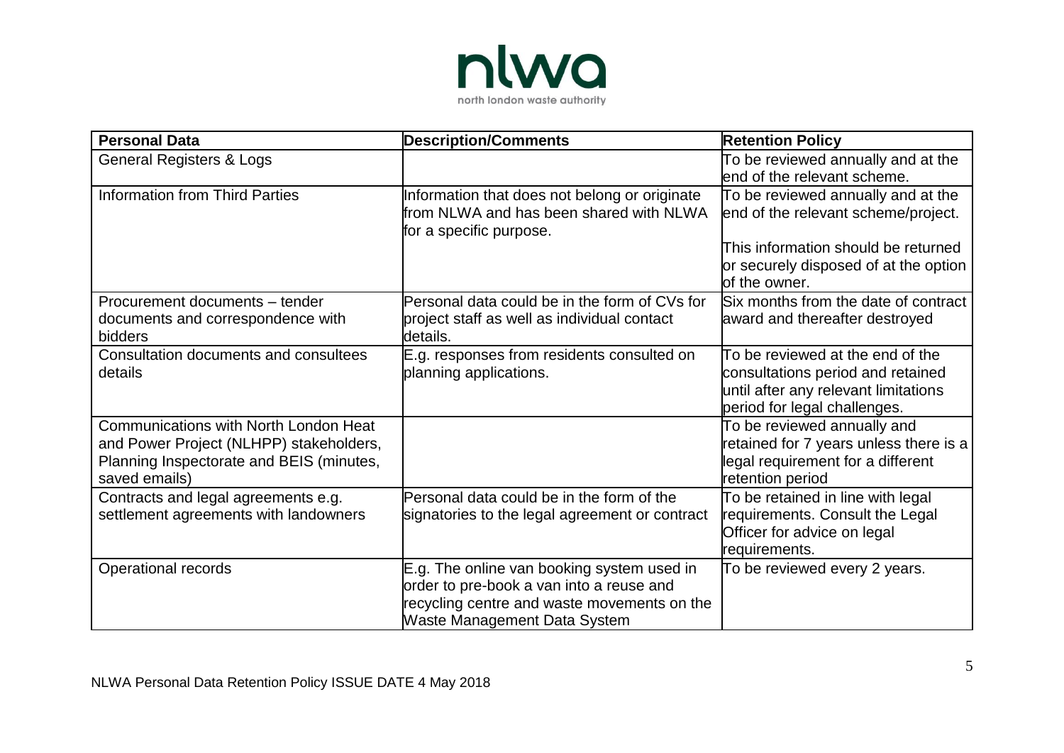| Personal Data | Description/Comments | Retention Policy |
|---|---|---|
| General Registers & Logs | | To be reviewed annually and at the end of the relevant scheme. |
| Information from Third Parties | Information that does not belong or originate from NLWA and has been shared with NLWA for a specific purpose. | To be reviewed annually and at the end of the relevant scheme/project.<br><br>This information should be returned or securely disposed of at the option of the owner. |
| Procurement documents – tender documents and correspondence with bidders | Personal data could be in the form of CVs for project staff as well as individual contact details. | Six months from the date of contract award and thereafter destroyed |
| Consultation documents and consultees details | E.g. responses from residents consulted on planning applications. | To be reviewed at the end of the consultations period and retained until after any relevant limitations period for legal challenges. |
| Communications with North London Heat and Power Project (NLHPP) stakeholders, Planning Inspectorate and BEIS (minutes, saved emails) | | To be reviewed annually and retained for 7 years unless there is a legal requirement for a different retention period |
| Contracts and legal agreements e.g. settlement agreements with landowners | Personal data could be in the form of the signatories to the legal agreement or contract | To be retained in line with legal requirements. Consult the Legal Officer for advice on legal requirements. |
| Operational records | E.g. The online van booking system used in order to pre-book a van into a reuse and recycling centre and waste movements on the Waste Management Data System | To be reviewed every 2 years. |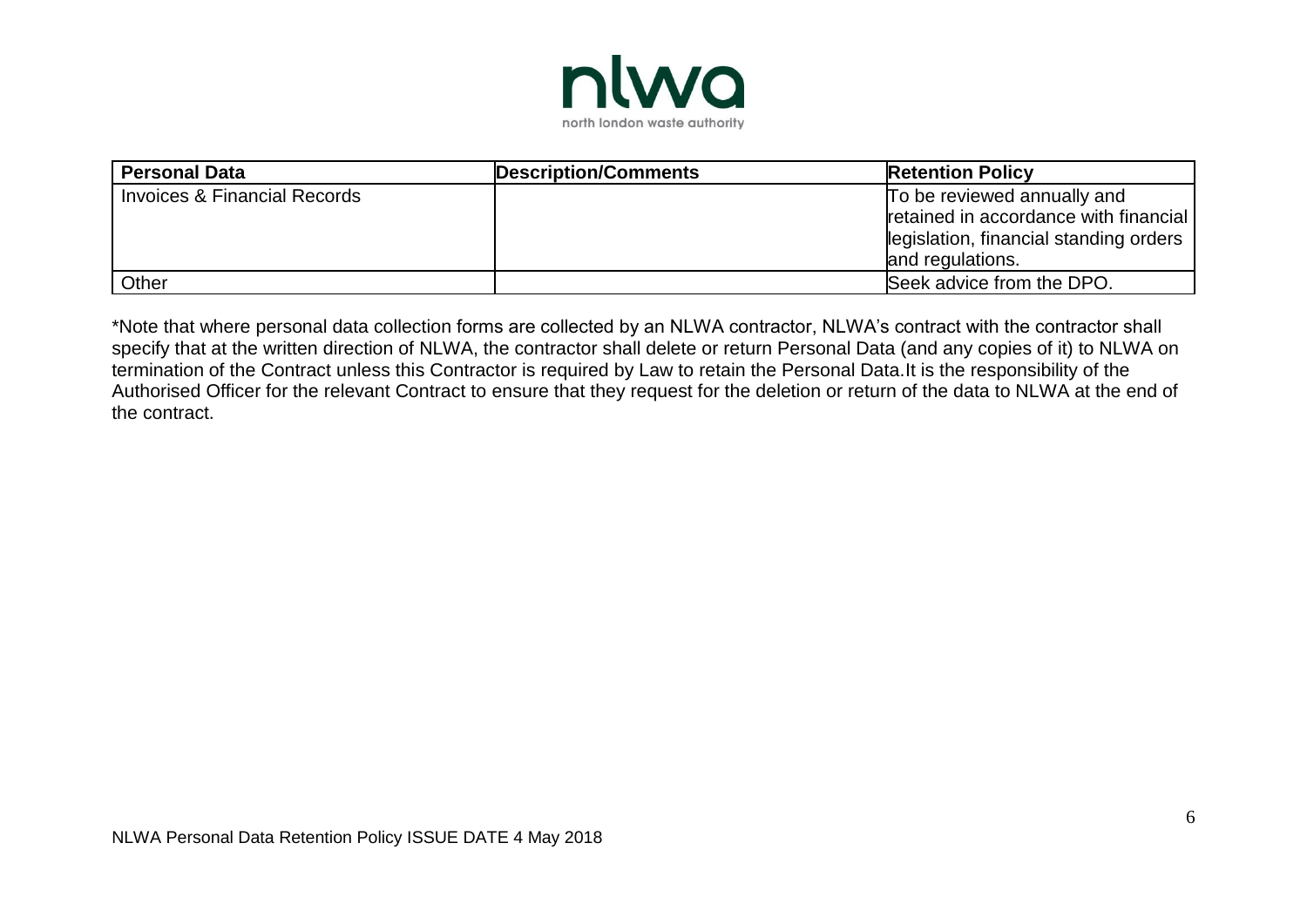| Personal Data | Description/Comments | Retention Policy |
|---|---|---|
| Invoices & Financial Records | | To be reviewed annually and retained in accordance with financial legislation, financial standing orders and regulations. |
| Other | | Seek advice from the DPO. |

*Note that where personal data collection forms are collected by an NLWA contractor, NLWA's contract with the contractor shall specify that at the written direction of NLWA, the contractor shall delete or return Personal Data (and any copies of it) to NLWA on termination of the Contract unless this Contractor is required by Law to retain the Personal Data.It is the responsibility of the Authorised Officer for the relevant Contract to ensure that they request for the deletion or return of the data to NLWA at the end of the contract.